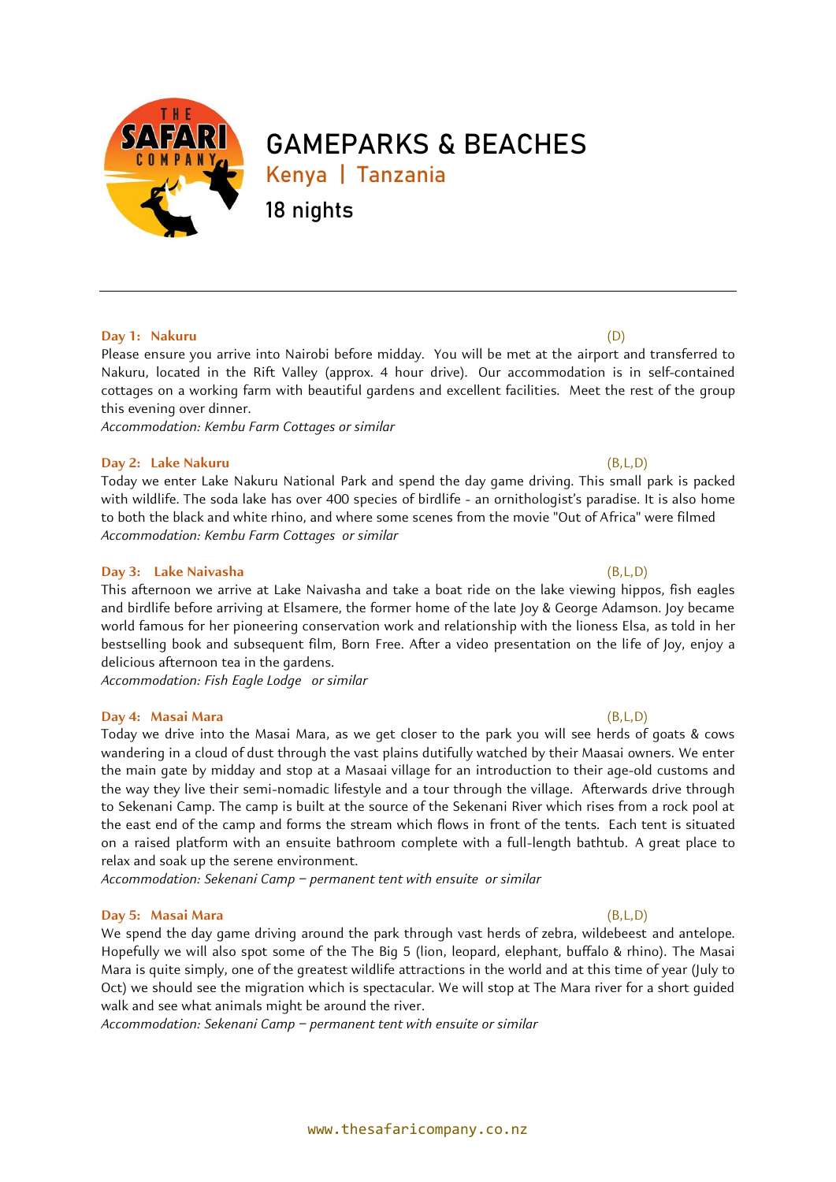# GAMEPARKS & BEACHES

## Kenya | Tanzania

### 18 nights

---

**Day 1: Nakuru** (D)

Please ensure you arrive into Nairobi before midday. You will be met at the airport and transferred to Nakuru, located in the Rift Valley (approx. 4 hour drive). Our accommodation is in self-contained cottages on a working farm with beautiful gardens and excellent facilities. Meet the rest of the group this evening over dinner.

*Accommodation: Kembu Farm Cottages or similar*

**Day 2: Lake Nakuru** (B,L,D)

Today we enter Lake Nakuru National Park and spend the day game driving. This small park is packed with wildlife. The soda lake has over 400 species of birdlife - an ornithologist's paradise. It is also home to both the black and white rhino, and where some scenes from the movie "Out of Africa" were filmed

*Accommodation: Kembu Farm Cottages or similar*

**Day 3: Lake Naivasha** (B,L,D)

This afternoon we arrive at Lake Naivasha and take a boat ride on the lake viewing hippos, fish eagles and birdlife before arriving at Elsamere, the former home of the late Joy & George Adamson. Joy became world famous for her pioneering conservation work and relationship with the lioness Elsa, as told in her bestselling book and subsequent film, Born Free. After a video presentation on the life of Joy, enjoy a delicious afternoon tea in the gardens.

*Accommodation: Fish Eagle Lodge or similar*

**Day 4: Masai Mara** (B,L,D)

Today we drive into the Masai Mara, as we get closer to the park you will see herds of goats & cows wandering in a cloud of dust through the vast plains dutifully watched by their Maasai owners. We enter the main gate by midday and stop at a Masaai village for an introduction to their age-old customs and the way they live their semi-nomadic lifestyle and a tour through the village. Afterwards drive through to Sekenani Camp. The camp is built at the source of the Sekenani River which rises from a rock pool at the east end of the camp and forms the stream which flows in front of the tents. Each tent is situated on a raised platform with an ensuite bathroom complete with a full-length bathtub. A great place to relax and soak up the serene environment.

*Accommodation: Sekenani Camp – permanent tent with ensuite or similar*

**Day 5: Masai Mara** (B,L,D)

We spend the day game driving around the park through vast herds of zebra, wildebeest and antelope. Hopefully we will also spot some of the The Big 5 (lion, leopard, elephant, buffalo & rhino). The Masai Mara is quite simply, one of the greatest wildlife attractions in the world and at this time of year (July to Oct) we should see the migration which is spectacular. We will stop at The Mara river for a short guided walk and see what animals might be around the river.

*Accommodation: Sekenani Camp – permanent tent with ensuite or similar*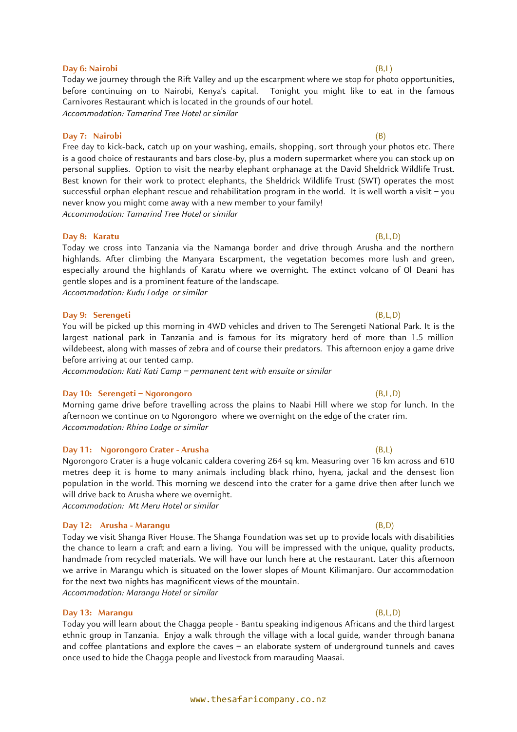**Day 6: Nairobi** (B,L)

Today we journey through the Rift Valley and up the escarpment where we stop for photo opportunities, before continuing on to Nairobi, Kenya's capital. Tonight you might like to eat in the famous Carnivores Restaurant which is located in the grounds of our hotel.

*Accommodation: Tamarind Tree Hotel or similar*

**Day 7: Nairobi** (B)

Free day to kick-back, catch up on your washing, emails, shopping, sort through your photos etc. There is a good choice of restaurants and bars close-by, plus a modern supermarket where you can stock up on personal supplies. Option to visit the nearby elephant orphanage at the David Sheldrick Wildlife Trust. Best known for their work to protect elephants, the Sheldrick Wildlife Trust (SWT) operates the most successful orphan elephant rescue and rehabilitation program in the world. It is well worth a visit – you never know you might come away with a new member to your family!

*Accommodation: Tamarind Tree Hotel or similar*

**Day 8: Karatu** (B,L,D)

Today we cross into Tanzania via the Namanga border and drive through Arusha and the northern highlands. After climbing the Manyara Escarpment, the vegetation becomes more lush and green, especially around the highlands of Karatu where we overnight. The extinct volcano of Ol Deani has gentle slopes and is a prominent feature of the landscape.

*Accommodation: Kudu Lodge or similar*

**Day 9: Serengeti** (B,L,D)

You will be picked up this morning in 4WD vehicles and driven to The Serengeti National Park. It is the largest national park in Tanzania and is famous for its migratory herd of more than 1.5 million wildebeest, along with masses of zebra and of course their predators. This afternoon enjoy a game drive before arriving at our tented camp.

*Accommodation: Kati Kati Camp – permanent tent with ensuite or similar*

**Day 10: Serengeti – Ngorongoro** (B,L,D)

Morning game drive before travelling across the plains to Naabi Hill where we stop for lunch. In the afternoon we continue on to Ngorongoro where we overnight on the edge of the crater rim.

*Accommodation: Rhino Lodge or similar*

**Day 11: Ngorongoro Crater - Arusha** (B,L)

Ngorongoro Crater is a huge volcanic caldera covering 264 sq km. Measuring over 16 km across and 610 metres deep it is home to many animals including black rhino, hyena, jackal and the densest lion population in the world. This morning we descend into the crater for a game drive then after lunch we will drive back to Arusha where we overnight.

*Accommodation: Mt Meru Hotel or similar*

**Day 12: Arusha - Marangu** (B,D)

Today we visit Shanga River House. The Shanga Foundation was set up to provide locals with disabilities the chance to learn a craft and earn a living. You will be impressed with the unique, quality products, handmade from recycled materials. We will have our lunch here at the restaurant. Later this afternoon we arrive in Marangu which is situated on the lower slopes of Mount Kilimanjaro. Our accommodation for the next two nights has magnificent views of the mountain.

*Accommodation: Marangu Hotel or similar*

**Day 13: Marangu** (B,L,D)

Today you will learn about the Chagga people - Bantu speaking indigenous Africans and the third largest ethnic group in Tanzania. Enjoy a walk through the village with a local guide, wander through banana and coffee plantations and explore the caves – an elaborate system of underground tunnels and caves once used to hide the Chagga people and livestock from marauding Maasai.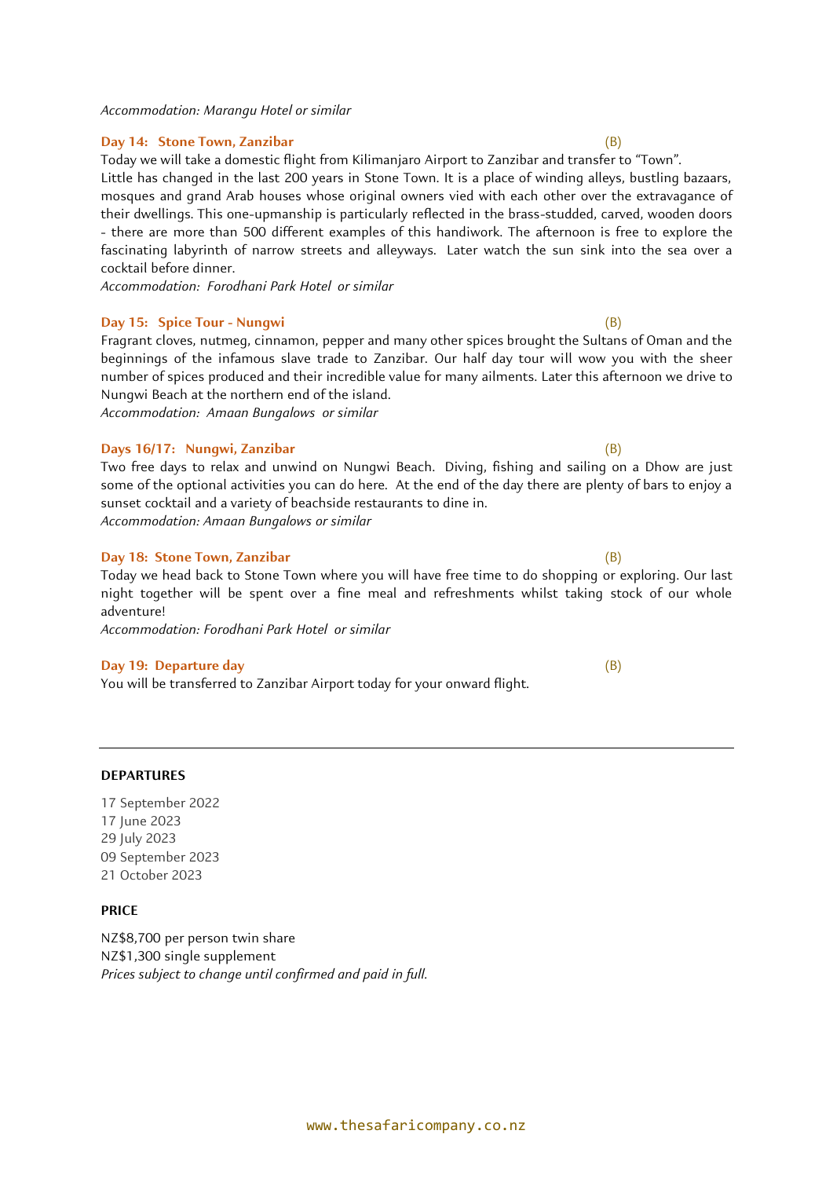*Accommodation: Marangu Hotel or similar*

### Day 14: Stone Town, Zanzibar (B)

Today we will take a domestic flight from Kilimanjaro Airport to Zanzibar and transfer to "Town". Little has changed in the last 200 years in Stone Town. It is a place of winding alleys, bustling bazaars, mosques and grand Arab houses whose original owners vied with each other over the extravagance of their dwellings. This one-upmanship is particularly reflected in the brass-studded, carved, wooden doors - there are more than 500 different examples of this handiwork. The afternoon is free to explore the fascinating labyrinth of narrow streets and alleyways. Later watch the sun sink into the sea over a cocktail before dinner.

*Accommodation: Forodhani Park Hotel or similar*

### Day 15: Spice Tour - Nungwi (B)

Fragrant cloves, nutmeg, cinnamon, pepper and many other spices brought the Sultans of Oman and the beginnings of the infamous slave trade to Zanzibar. Our half day tour will wow you with the sheer number of spices produced and their incredible value for many ailments. Later this afternoon we drive to Nungwi Beach at the northern end of the island.

*Accommodation: Amaan Bungalows or similar*

### Days 16/17: Nungwi, Zanzibar (B)

Two free days to relax and unwind on Nungwi Beach. Diving, fishing and sailing on a Dhow are just some of the optional activities you can do here. At the end of the day there are plenty of bars to enjoy a sunset cocktail and a variety of beachside restaurants to dine in.

*Accommodation: Amaan Bungalows or similar*

### Day 18: Stone Town, Zanzibar (B)

Today we head back to Stone Town where you will have free time to do shopping or exploring. Our last night together will be spent over a fine meal and refreshments whilst taking stock of our whole adventure!

*Accommodation: Forodhani Park Hotel or similar*

### Day 19: Departure day (B)

You will be transferred to Zanzibar Airport today for your onward flight.

---

**DEPARTURES**

17 September 2022
17 June 2023
29 July 2023
09 September 2023
21 October 2023

**PRICE**

NZ$8,700 per person twin share
NZ$1,300 single supplement
*Prices subject to change until confirmed and paid in full.*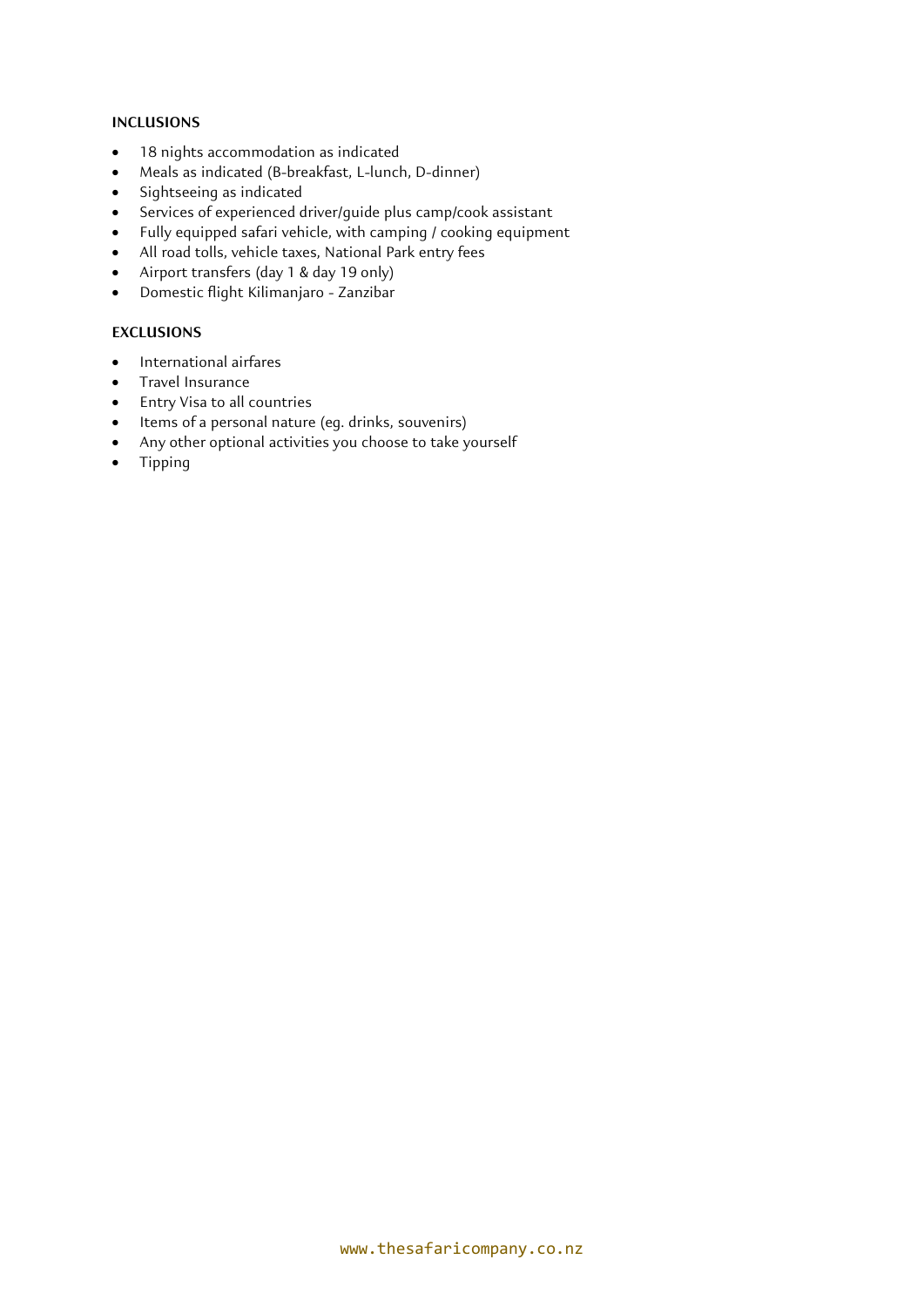**INCLUSIONS**

- 18 nights accommodation as indicated
- Meals as indicated (B-breakfast, L-lunch, D-dinner)
- Sightseeing as indicated
- Services of experienced driver/guide plus camp/cook assistant
- Fully equipped safari vehicle, with camping / cooking equipment
- All road tolls, vehicle taxes, National Park entry fees
- Airport transfers (day 1 & day 19 only)
- Domestic flight Kilimanjaro - Zanzibar

**EXCLUSIONS**

- International airfares
- Travel Insurance
- Entry Visa to all countries
- Items of a personal nature (eg. drinks, souvenirs)
- Any other optional activities you choose to take yourself
- Tipping